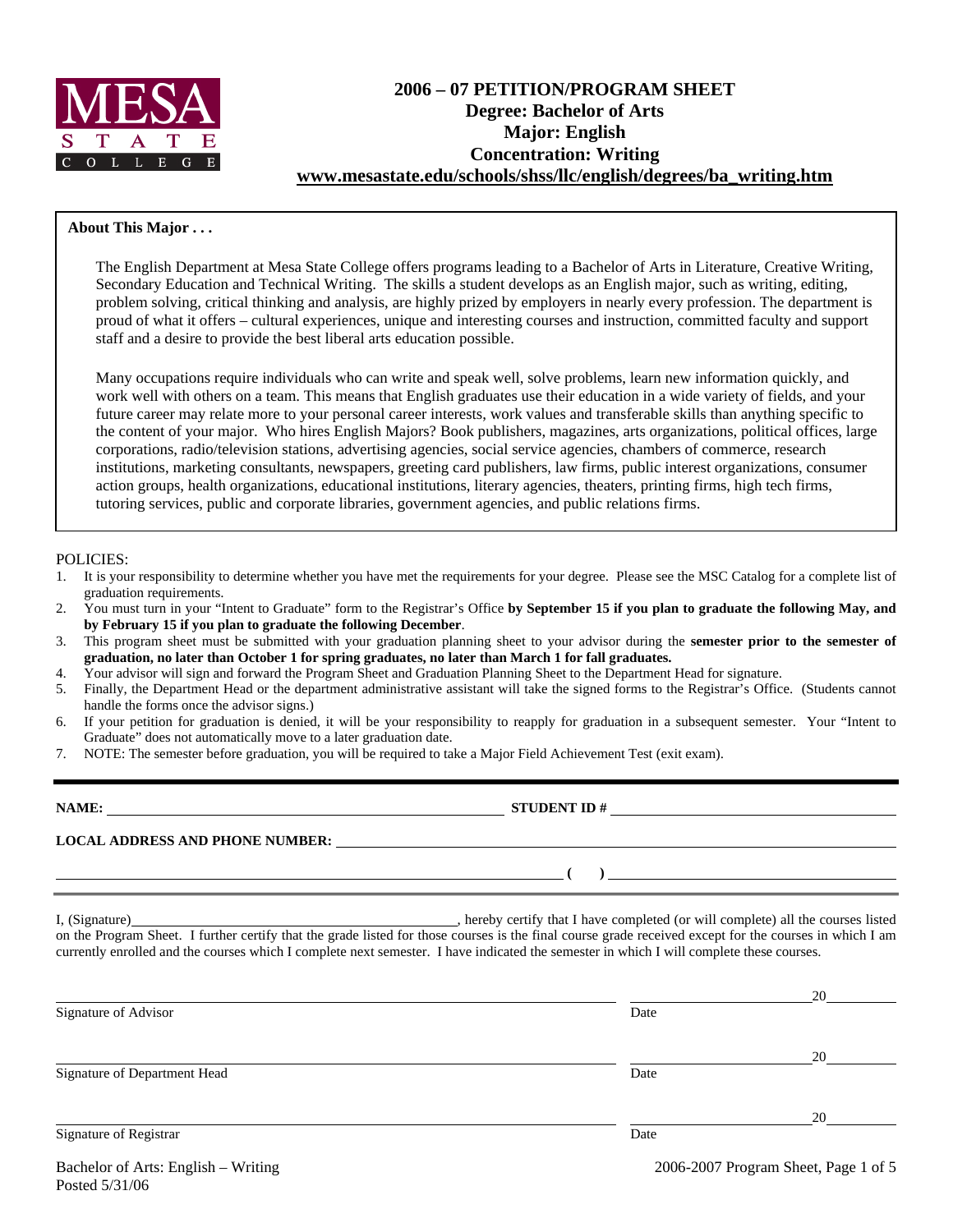MESA STATE COLLEGE

# 2006 – 07 PETITION/PROGRAM SHEET
## Degree: Bachelor of Arts
## Major: English
## Concentration: Writing
**www.mesastate.edu/schools/shss/llc/english/degrees/ba_writing.htm**

**About This Major . . .**

The English Department at Mesa State College offers programs leading to a Bachelor of Arts in Literature, Creative Writing, Secondary Education and Technical Writing. The skills a student develops as an English major, such as writing, editing, problem solving, critical thinking and analysis, are highly prized by employers in nearly every profession. The department is proud of what it offers – cultural experiences, unique and interesting courses and instruction, committed faculty and support staff and a desire to provide the best liberal arts education possible.

Many occupations require individuals who can write and speak well, solve problems, learn new information quickly, and work well with others on a team. This means that English graduates use their education in a wide variety of fields, and your future career may relate more to your personal career interests, work values and transferable skills than anything specific to the content of your major. Who hires English Majors? Book publishers, magazines, arts organizations, political offices, large corporations, radio/television stations, advertising agencies, social service agencies, chambers of commerce, research institutions, marketing consultants, newspapers, greeting card publishers, law firms, public interest organizations, consumer action groups, health organizations, educational institutions, literary agencies, theaters, printing firms, high tech firms, tutoring services, public and corporate libraries, government agencies, and public relations firms.

POLICIES:

1. It is your responsibility to determine whether you have met the requirements for your degree. Please see the MSC Catalog for a complete list of graduation requirements.
2. You must turn in your "Intent to Graduate" form to the Registrar's Office **by September 15 if you plan to graduate the following May, and by February 15 if you plan to graduate the following December**.
3. This program sheet must be submitted with your graduation planning sheet to your advisor during the **semester prior to the semester of graduation, no later than October 1 for spring graduates, no later than March 1 for fall graduates.**
4. Your advisor will sign and forward the Program Sheet and Graduation Planning Sheet to the Department Head for signature.
5. Finally, the Department Head or the department administrative assistant will take the signed forms to the Registrar's Office. (Students cannot handle the forms once the advisor signs.)
6. If your petition for graduation is denied, it will be your responsibility to reapply for graduation in a subsequent semester. Your "Intent to Graduate" does not automatically move to a later graduation date.
7. NOTE: The semester before graduation, you will be required to take a Major Field Achievement Test (exit exam).

---

**NAME:** ______________________________ **STUDENT ID #** ______________________________

**LOCAL ADDRESS AND PHONE NUMBER:** ______________________________

______________________________ **(    )** ______________________________

I, (Signature)______________________________, hereby certify that I have completed (or will complete) all the courses listed on the Program Sheet. I further certify that the grade listed for those courses is the final course grade received except for the courses in which I am currently enrolled and the courses which I complete next semester. I have indicated the semester in which I will complete these courses.

______________________________ ______________20______
Signature of Advisor Date

______________________________ ______________20______
Signature of Department Head Date

______________________________ ______________20______
Signature of Registrar Date

Bachelor of Arts: English – Writing
Posted 5/31/06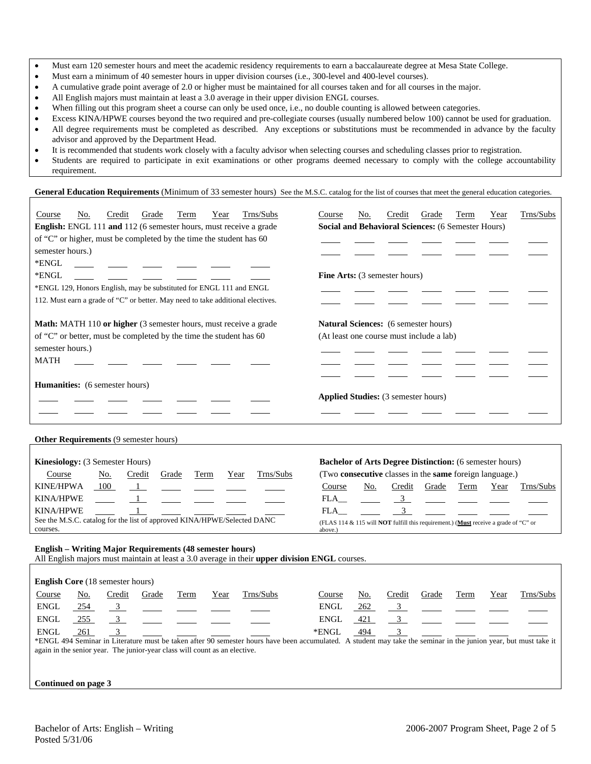- Must earn 120 semester hours and meet the academic residency requirements to earn a baccalaureate degree at Mesa State College.
- Must earn a minimum of 40 semester hours in upper division courses (i.e., 300-level and 400-level courses).
- A cumulative grade point average of 2.0 or higher must be maintained for all courses taken and for all courses in the major.
- All English majors must maintain at least a 3.0 average in their upper division ENGL courses.
- When filling out this program sheet a course can only be used once, i.e., no double counting is allowed between categories.
- Excess KINA/HPWE courses beyond the two required and pre-collegiate courses (usually numbered below 100) cannot be used for graduation.
- All degree requirements must be completed as described. Any exceptions or substitutions must be recommended in advance by the faculty advisor and approved by the Department Head.
- It is recommended that students work closely with a faculty advisor when selecting courses and scheduling classes prior to registration.
- Students are required to participate in exit examinations or other programs deemed necessary to comply with the college accountability requirement.

**General Education Requirements** (Minimum of 33 semester hours) See the M.S.C. catalog for the list of courses that meet the general education categories.

**English:** ENGL 111 **and** 112 (6 semester hours, must receive a grade of "C" or higher, must be completed by the time the student has 60 semester hours.)

| Course | No. | Credit | Grade | Term | Year | Trns/Subs |
|---|---|---|---|---|---|---|
| *ENGL | | | | | | |
| *ENGL | | | | | | |

*ENGL 129, Honors English, may be substituted for ENGL 111 and ENGL 112. Must earn a grade of "C" or better. May need to take additional electives.

**Math:** MATH 110 **or higher** (3 semester hours, must receive a grade of "C" or better, must be completed by the time the student has 60 semester hours.)

| Course | No. | Credit | Grade | Term | Year | Trns/Subs |
|---|---|---|---|---|---|---|
| MATH | | | | | | |

**Humanities:** (6 semester hours)

| Course | No. | Credit | Grade | Term | Year | Trns/Subs |
|---|---|---|---|---|---|---|
| | | | | | | |
| | | | | | | |

**Social and Behavioral Sciences:** (6 Semester Hours)

| Course | No. | Credit | Grade | Term | Year | Trns/Subs |
|---|---|---|---|---|---|---|
| | | | | | | |
| | | | | | | |

**Fine Arts:** (3 semester hours)

| Course | No. | Credit | Grade | Term | Year | Trns/Subs |
|---|---|---|---|---|---|---|
| | | | | | | |
| | | | | | | |

**Natural Sciences:** (6 semester hours)
(At least one course must include a lab)

| Course | No. | Credit | Grade | Term | Year | Trns/Subs |
|---|---|---|---|---|---|---|
| | | | | | | |
| | | | | | | |
| | | | | | | |

**Applied Studies:** (3 semester hours)

| Course | No. | Credit | Grade | Term | Year | Trns/Subs |
|---|---|---|---|---|---|---|
| | | | | | | |

**Other Requirements** (9 semester hours)

**Kinesiology:** (3 Semester Hours)

| Course | No. | Credit | Grade | Term | Year | Trns/Subs |
|---|---|---|---|---|---|---|
| KINE/HPWA | 100 | 1 | | | | |
| KINA/HPWE | | 1 | | | | |
| KINA/HPWE | | 1 | | | | |

See the M.S.C. catalog for the list of approved KINA/HPWE/Selected DANC courses.

**Bachelor of Arts Degree Distinction:** (6 semester hours)
(Two **consecutive** classes in the **same** foreign language.)

| Course | No. | Credit | Grade | Term | Year | Trns/Subs |
|---|---|---|---|---|---|---|
| FLA__ | | 3 | | | | |
| FLA__ | | 3 | | | | |

(FLAS 114 & 115 will **NOT** fulfill this requirement.) (**Must** receive a grade of "C" or above.)

**English – Writing Major Requirements (48 semester hours)**
All English majors must maintain at least a 3.0 average in their **upper division ENGL** courses.

**English Core** (18 semester hours)

| Course | No. | Credit | Grade | Term | Year | Trns/Subs |
|---|---|---|---|---|---|---|
| ENGL | 254 | 3 | | | | |
| ENGL | 255 | 3 | | | | |
| ENGL | 261 | 3 | | | | |
| ENGL | 262 | 3 | | | | |
| ENGL | 421 | 3 | | | | |
| *ENGL | 494 | 3 | | | | |

*ENGL 494 Seminar in Literature must be taken after 90 semester hours have been accumulated. A student may take the seminar in the junion year, but must take it again in the senior year. The junior-year class will count as an elective.

**Continued on page 3**

Bachelor of Arts: English – Writing
Posted 5/31/06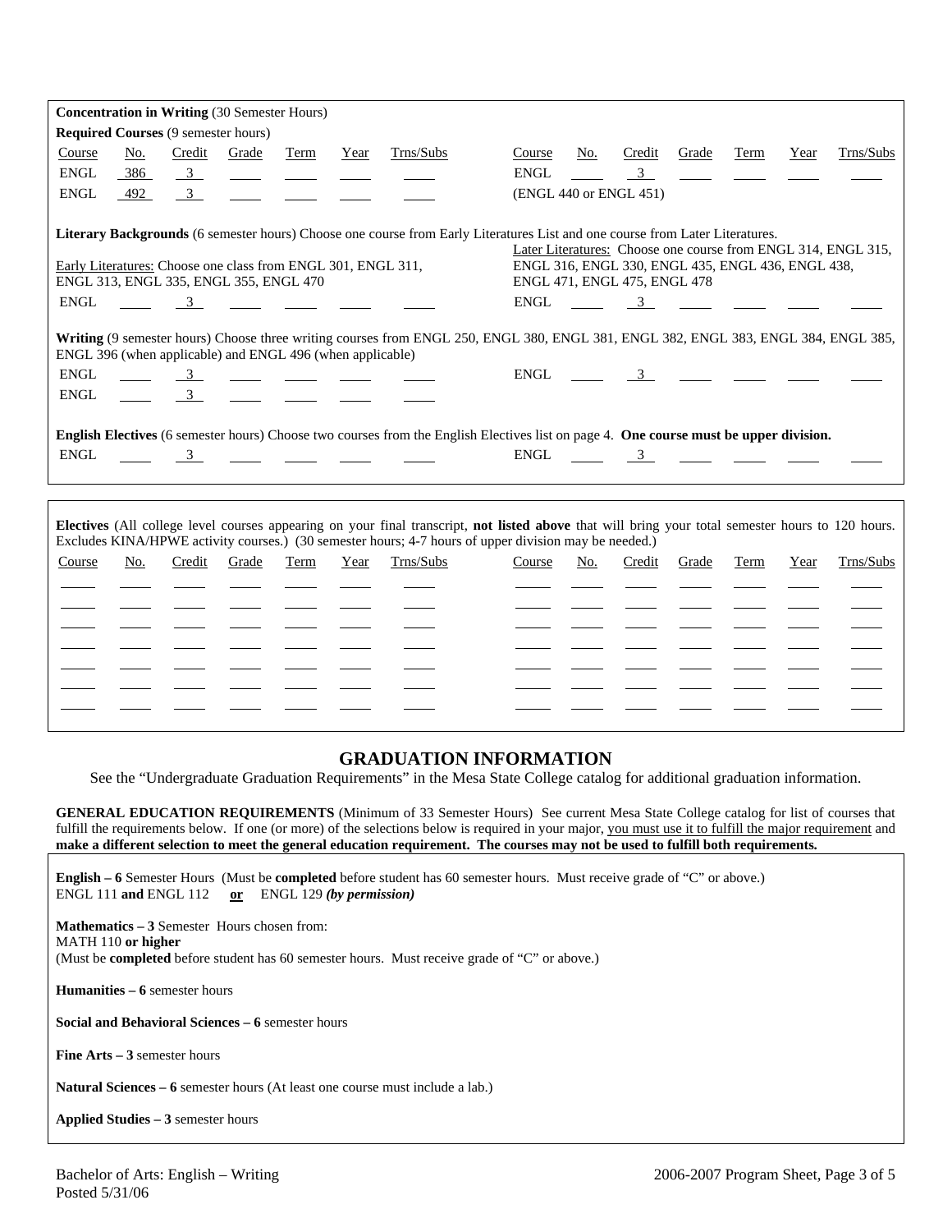**Concentration in Writing** (30 Semester Hours)

**Required Courses** (9 semester hours)

| Course | No. | Credit | Grade | Term | Year | Trns/Subs | Course | No. | Credit | Grade | Term | Year | Trns/Subs |
|---|---|---|---|---|---|---|---|---|---|---|---|---|---|
| ENGL | 386 | 3 | | | | | ENGL | | 3 | | | | |
| ENGL | 492 | 3 | | | | | (ENGL 440 or ENGL 451) | | | | | | |

**Literary Backgrounds** (6 semester hours) Choose one course from Early Literatures List and one course from Later Literatures.

Early Literatures: Choose one class from ENGL 301, ENGL 311, ENGL 313, ENGL 335, ENGL 355, ENGL 470

Later Literatures: Choose one course from ENGL 314, ENGL 315, ENGL 316, ENGL 330, ENGL 435, ENGL 436, ENGL 438, ENGL 471, ENGL 475, ENGL 478

| Course | No. | Credit | Grade | Term | Year | Trns/Subs | Course | No. | Credit | Grade | Term | Year | Trns/Subs |
|---|---|---|---|---|---|---|---|---|---|---|---|---|---|
| ENGL | | 3 | | | | | ENGL | | 3 | | | | |

**Writing** (9 semester hours) Choose three writing courses from ENGL 250, ENGL 380, ENGL 381, ENGL 382, ENGL 383, ENGL 384, ENGL 385, ENGL 396 (when applicable) and ENGL 496 (when applicable)

| Course | No. | Credit | Grade | Term | Year | Trns/Subs | Course | No. | Credit | Grade | Term | Year | Trns/Subs |
|---|---|---|---|---|---|---|---|---|---|---|---|---|---|
| ENGL | | 3 | | | | | ENGL | | 3 | | | | |
| ENGL | | 3 | | | | | | | | | | | |

**English Electives** (6 semester hours) Choose two courses from the English Electives list on page 4. **One course must be upper division.**

| Course | No. | Credit | Grade | Term | Year | Trns/Subs | Course | No. | Credit | Grade | Term | Year | Trns/Subs |
|---|---|---|---|---|---|---|---|---|---|---|---|---|---|
| ENGL | | 3 | | | | | ENGL | | 3 | | | | |

**Electives** (All college level courses appearing on your final transcript, **not listed above** that will bring your total semester hours to 120 hours. Excludes KINA/HPWE activity courses.) (30 semester hours; 4-7 hours of upper division may be needed.)

| Course | No. | Credit | Grade | Term | Year | Trns/Subs | Course | No. | Credit | Grade | Term | Year | Trns/Subs |
|---|---|---|---|---|---|---|---|---|---|---|---|---|---|
| | | | | | | | | | | | | | |
| | | | | | | | | | | | | | |
| | | | | | | | | | | | | | |
| | | | | | | | | | | | | | |
| | | | | | | | | | | | | | |
| | | | | | | | | | | | | | |
| | | | | | | | | | | | | | |

## GRADUATION INFORMATION

See the "Undergraduate Graduation Requirements" in the Mesa State College catalog for additional graduation information.

**GENERAL EDUCATION REQUIREMENTS** (Minimum of 33 Semester Hours) See current Mesa State College catalog for list of courses that fulfill the requirements below. If one (or more) of the selections below is required in your major, you must use it to fulfill the major requirement and **make a different selection to meet the general education requirement. The courses may not be used to fulfill both requirements.**

**English – 6** Semester Hours (Must be **completed** before student has 60 semester hours. Must receive grade of "C" or above.)
ENGL 111 **and** ENGL 112 **or** ENGL 129 ***(by permission)***

**Mathematics – 3** Semester Hours chosen from:
MATH 110 **or higher**
(Must be **completed** before student has 60 semester hours. Must receive grade of "C" or above.)

**Humanities – 6** semester hours

**Social and Behavioral Sciences – 6** semester hours

**Fine Arts – 3** semester hours

**Natural Sciences – 6** semester hours (At least one course must include a lab.)

**Applied Studies – 3** semester hours

Bachelor of Arts: English – Writing
Posted 5/31/06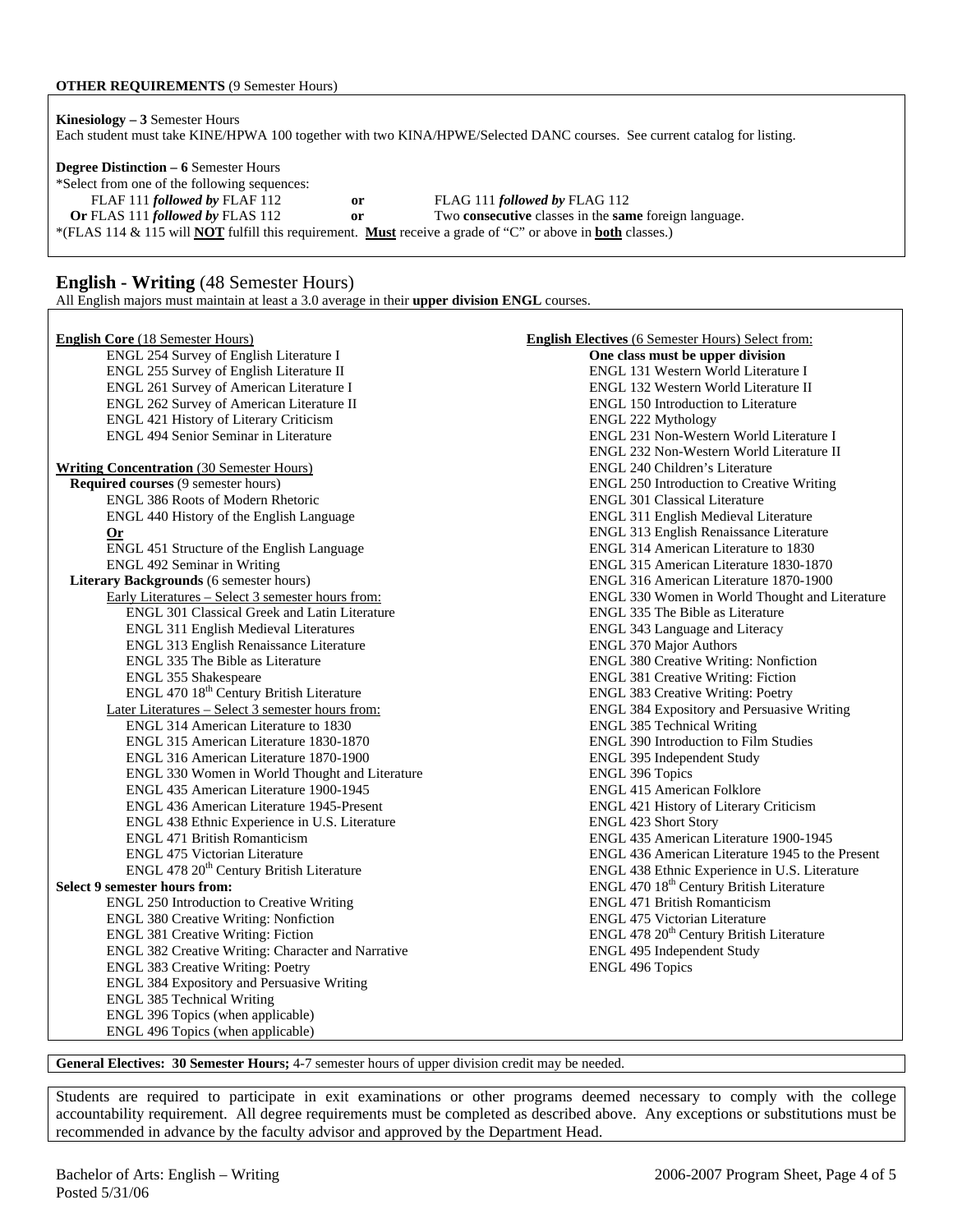**OTHER REQUIREMENTS** (9 Semester Hours)

**Kinesiology – 3** Semester Hours
Each student must take KINE/HPWA 100 together with two KINA/HPWE/Selected DANC courses. See current catalog for listing.

**Degree Distinction – 6** Semester Hours
*Select from one of the following sequences:

FLAF 111 ***followed by*** FLAF 112 **or** FLAG 111 ***followed by*** FLAG 112
**Or** FLAS 111 ***followed by*** FLAS 112 **or** Two **consecutive** classes in the **same** foreign language.

*(FLAS 114 & 115 will **NOT** fulfill this requirement. **Must** receive a grade of "C" or above in **both** classes.)

## English - Writing (48 Semester Hours)

All English majors must maintain at least a 3.0 average in their **upper division ENGL** courses.

**English Core** (18 Semester Hours)
- ENGL 254 Survey of English Literature I
- ENGL 255 Survey of English Literature II
- ENGL 261 Survey of American Literature I
- ENGL 262 Survey of American Literature II
- ENGL 421 History of Literary Criticism
- ENGL 494 Senior Seminar in Literature

**Writing Concentration** (30 Semester Hours)

**Required courses** (9 semester hours)
- ENGL 386 Roots of Modern Rhetoric
- ENGL 440 History of the English Language
- **Or**
- ENGL 451 Structure of the English Language
- ENGL 492 Seminar in Writing

**Literary Backgrounds** (6 semester hours)

Early Literatures – Select 3 semester hours from:
- ENGL 301 Classical Greek and Latin Literature
- ENGL 311 English Medieval Literatures
- ENGL 313 English Renaissance Literature
- ENGL 335 The Bible as Literature
- ENGL 355 Shakespeare
- ENGL 470 18th Century British Literature

Later Literatures – Select 3 semester hours from:
- ENGL 314 American Literature to 1830
- ENGL 315 American Literature 1830-1870
- ENGL 316 American Literature 1870-1900
- ENGL 330 Women in World Thought and Literature
- ENGL 435 American Literature 1900-1945
- ENGL 436 American Literature 1945-Present
- ENGL 438 Ethnic Experience in U.S. Literature
- ENGL 471 British Romanticism
- ENGL 475 Victorian Literature
- ENGL 478 20th Century British Literature

**Select 9 semester hours from:**
- ENGL 250 Introduction to Creative Writing
- ENGL 380 Creative Writing: Nonfiction
- ENGL 381 Creative Writing: Fiction
- ENGL 382 Creative Writing: Character and Narrative
- ENGL 383 Creative Writing: Poetry
- ENGL 384 Expository and Persuasive Writing
- ENGL 385 Technical Writing
- ENGL 396 Topics (when applicable)
- ENGL 496 Topics (when applicable)

**English Electives** (6 Semester Hours) Select from:
**One class must be upper division**
- ENGL 131 Western World Literature I
- ENGL 132 Western World Literature II
- ENGL 150 Introduction to Literature
- ENGL 222 Mythology
- ENGL 231 Non-Western World Literature I
- ENGL 232 Non-Western World Literature II
- ENGL 240 Children's Literature
- ENGL 250 Introduction to Creative Writing
- ENGL 301 Classical Literature
- ENGL 311 English Medieval Literature
- ENGL 313 English Renaissance Literature
- ENGL 314 American Literature to 1830
- ENGL 315 American Literature 1830-1870
- ENGL 316 American Literature 1870-1900
- ENGL 330 Women in World Thought and Literature
- ENGL 335 The Bible as Literature
- ENGL 343 Language and Literacy
- ENGL 370 Major Authors
- ENGL 380 Creative Writing: Nonfiction
- ENGL 381 Creative Writing: Fiction
- ENGL 383 Creative Writing: Poetry
- ENGL 384 Expository and Persuasive Writing
- ENGL 385 Technical Writing
- ENGL 390 Introduction to Film Studies
- ENGL 395 Independent Study
- ENGL 396 Topics
- ENGL 415 American Folklore
- ENGL 421 History of Literary Criticism
- ENGL 423 Short Story
- ENGL 435 American Literature 1900-1945
- ENGL 436 American Literature 1945 to the Present
- ENGL 438 Ethnic Experience in U.S. Literature
- ENGL 470 18th Century British Literature
- ENGL 471 British Romanticism
- ENGL 475 Victorian Literature
- ENGL 478 20th Century British Literature
- ENGL 495 Independent Study
- ENGL 496 Topics

**General Electives: 30 Semester Hours;** 4-7 semester hours of upper division credit may be needed.

Students are required to participate in exit examinations or other programs deemed necessary to comply with the college accountability requirement. All degree requirements must be completed as described above. Any exceptions or substitutions must be recommended in advance by the faculty advisor and approved by the Department Head.

Bachelor of Arts: English – Writing
Posted 5/31/06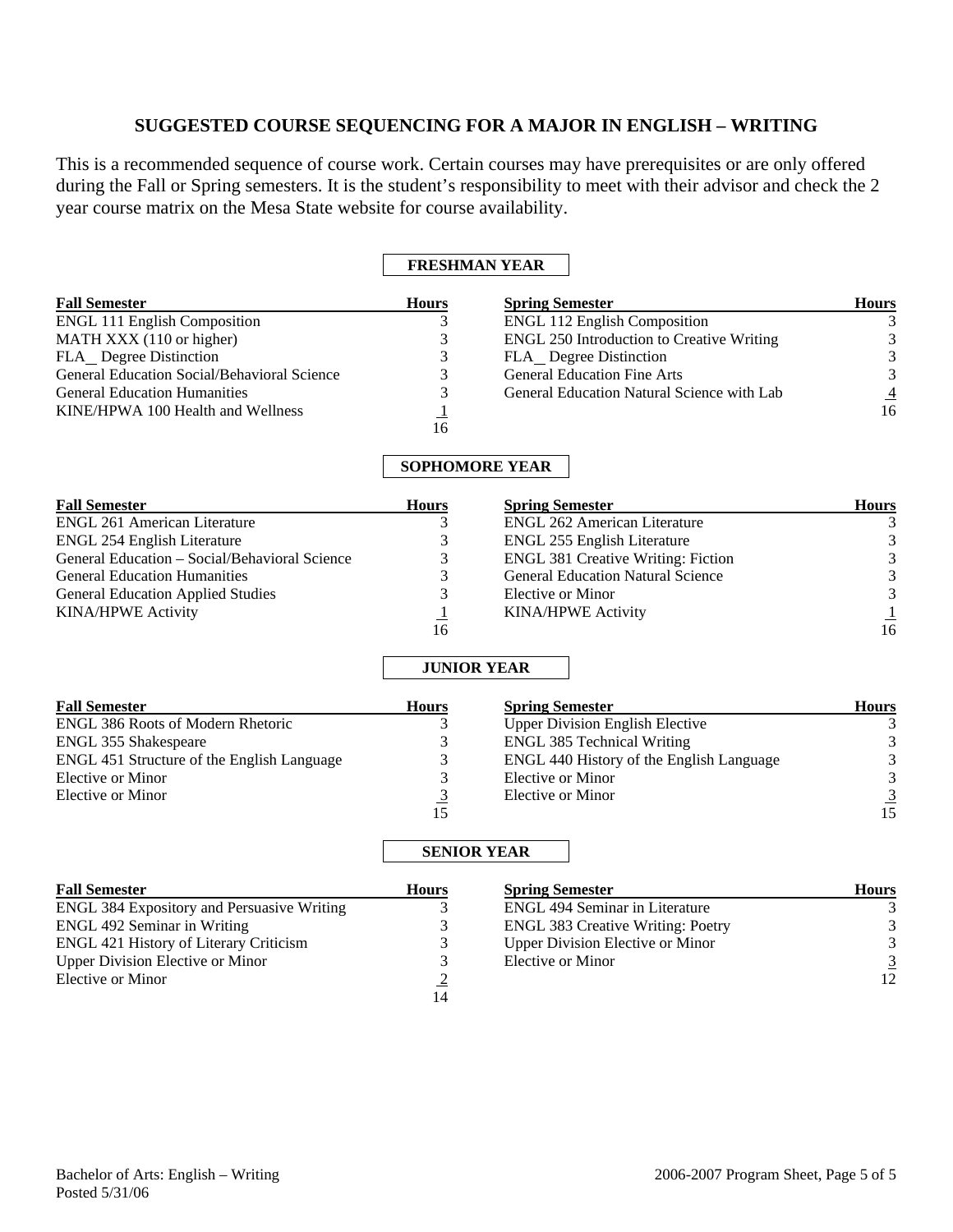## SUGGESTED COURSE SEQUENCING FOR A MAJOR IN ENGLISH – WRITING

This is a recommended sequence of course work. Certain courses may have prerequisites or are only offered during the Fall or Spring semesters. It is the student's responsibility to meet with their advisor and check the 2 year course matrix on the Mesa State website for course availability.

### FRESHMAN YEAR

| Fall Semester | Hours | Spring Semester | Hours |
|---|---|---|---|
| ENGL 111 English Composition | 3 | ENGL 112 English Composition | 3 |
| MATH XXX (110 or higher) | 3 | ENGL 250 Introduction to Creative Writing | 3 |
| FLA_ Degree Distinction | 3 | FLA_ Degree Distinction | 3 |
| General Education Social/Behavioral Science | 3 | General Education Fine Arts | 3 |
| General Education Humanities | 3 | General Education Natural Science with Lab | 4 |
| KINE/HPWA 100 Health and Wellness | 1 | | 16 |
| | 16 | | |

### SOPHOMORE YEAR

| Fall Semester | Hours | Spring Semester | Hours |
|---|---|---|---|
| ENGL 261 American Literature | 3 | ENGL 262 American Literature | 3 |
| ENGL 254 English Literature | 3 | ENGL 255 English Literature | 3 |
| General Education – Social/Behavioral Science | 3 | ENGL 381 Creative Writing: Fiction | 3 |
| General Education Humanities | 3 | General Education Natural Science | 3 |
| General Education Applied Studies | 3 | Elective or Minor | 3 |
| KINA/HPWE Activity | 1 | KINA/HPWE Activity | 1 |
| | 16 | | 16 |

### JUNIOR YEAR

| Fall Semester | Hours | Spring Semester | Hours |
|---|---|---|---|
| ENGL 386 Roots of Modern Rhetoric | 3 | Upper Division English Elective | 3 |
| ENGL 355 Shakespeare | 3 | ENGL 385 Technical Writing | 3 |
| ENGL 451 Structure of the English Language | 3 | ENGL 440 History of the English Language | 3 |
| Elective or Minor | 3 | Elective or Minor | 3 |
| Elective or Minor | 3 | Elective or Minor | 3 |
| | 15 | | 15 |

### SENIOR YEAR

| Fall Semester | Hours | Spring Semester | Hours |
|---|---|---|---|
| ENGL 384 Expository and Persuasive Writing | 3 | ENGL 494 Seminar in Literature | 3 |
| ENGL 492 Seminar in Writing | 3 | ENGL 383 Creative Writing: Poetry | 3 |
| ENGL 421 History of Literary Criticism | 3 | Upper Division Elective or Minor | 3 |
| Upper Division Elective or Minor | 3 | Elective or Minor | 3 |
| Elective or Minor | 2 | | 12 |
| | 14 | | |